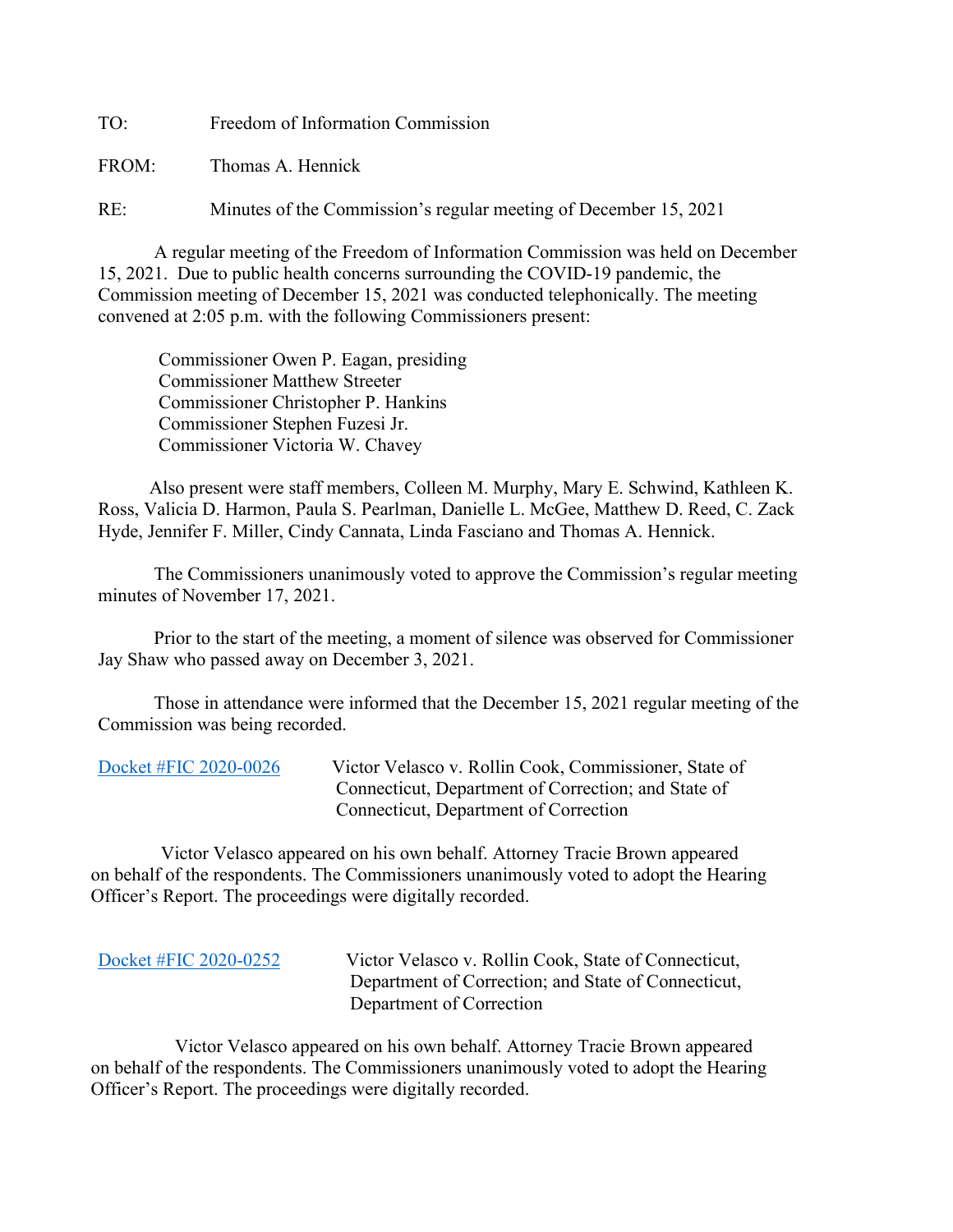TO: Freedom of Information Commission

FROM: Thomas A. Hennick

RE: Minutes of the Commission's regular meeting of December 15, 2021

A regular meeting of the Freedom of Information Commission was held on December 15, 2021. Due to public health concerns surrounding the COVID-19 pandemic, the Commission meeting of December 15, 2021 was conducted telephonically. The meeting convened at 2:05 p.m. with the following Commissioners present:

Commissioner Owen P. Eagan, presiding
Commissioner Matthew Streeter
Commissioner Christopher P. Hankins
Commissioner Stephen Fuzesi Jr.
Commissioner Victoria W. Chavey

Also present were staff members, Colleen M. Murphy, Mary E. Schwind, Kathleen K. Ross, Valicia D. Harmon, Paula S. Pearlman, Danielle L. McGee, Matthew D. Reed, C. Zack Hyde, Jennifer F. Miller, Cindy Cannata, Linda Fasciano and Thomas A. Hennick.

The Commissioners unanimously voted to approve the Commission's regular meeting minutes of November 17, 2021.

Prior to the start of the meeting, a moment of silence was observed for Commissioner Jay Shaw who passed away on December 3, 2021.

Those in attendance were informed that the December 15, 2021 regular meeting of the Commission was being recorded.

Docket #FIC 2020-0026 Victor Velasco v. Rollin Cook, Commissioner, State of Connecticut, Department of Correction; and State of Connecticut, Department of Correction

Victor Velasco appeared on his own behalf. Attorney Tracie Brown appeared on behalf of the respondents. The Commissioners unanimously voted to adopt the Hearing Officer's Report. The proceedings were digitally recorded.

Docket #FIC 2020-0252 Victor Velasco v. Rollin Cook, State of Connecticut, Department of Correction; and State of Connecticut, Department of Correction

Victor Velasco appeared on his own behalf. Attorney Tracie Brown appeared on behalf of the respondents. The Commissioners unanimously voted to adopt the Hearing Officer's Report. The proceedings were digitally recorded.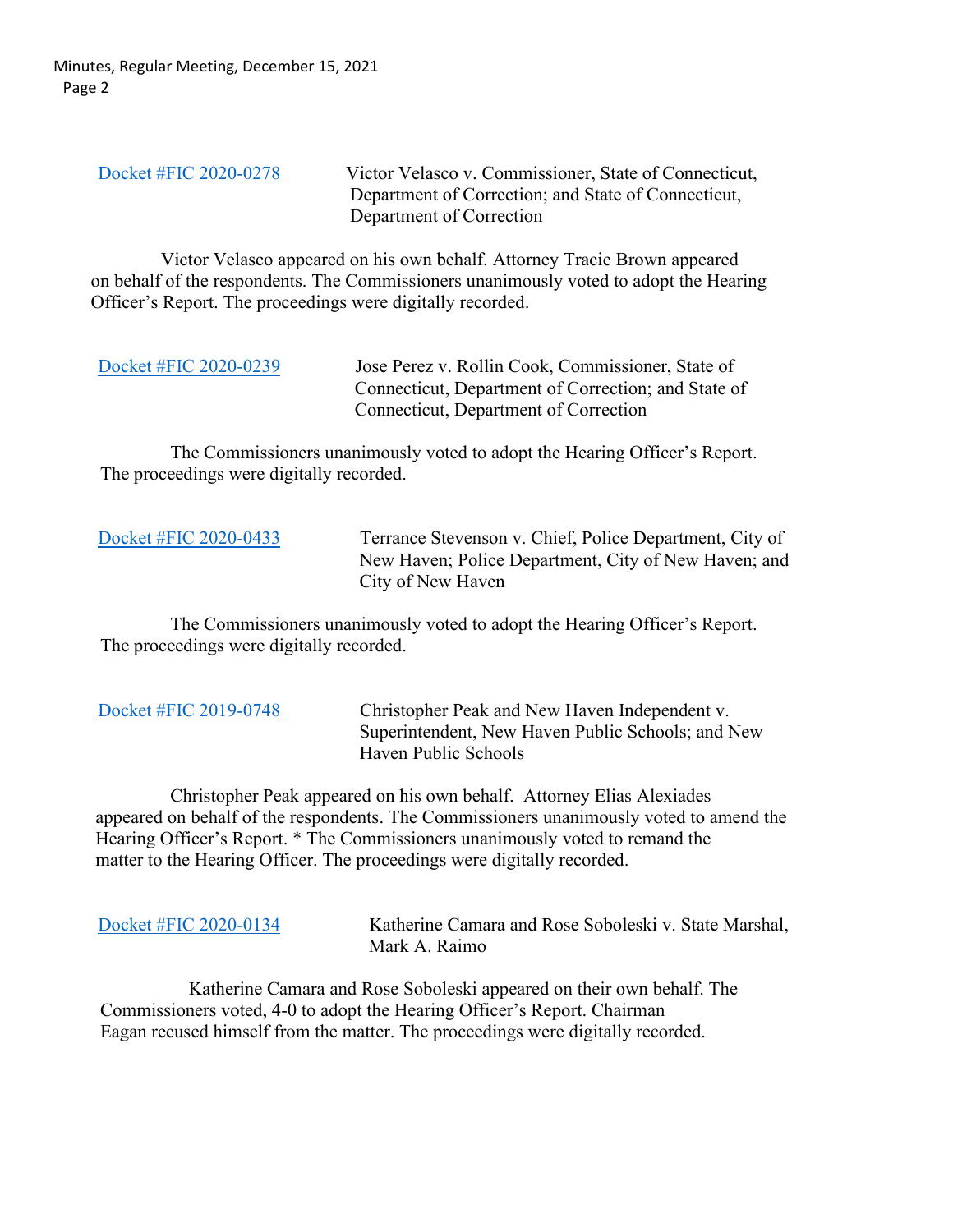Docket #FIC 2020-0278 Victor Velasco v. Commissioner, State of Connecticut, Department of Correction; and State of Connecticut, Department of Correction

Victor Velasco appeared on his own behalf. Attorney Tracie Brown appeared on behalf of the respondents. The Commissioners unanimously voted to adopt the Hearing Officer's Report. The proceedings were digitally recorded.

Docket #FIC 2020-0239 Jose Perez v. Rollin Cook, Commissioner, State of Connecticut, Department of Correction; and State of Connecticut, Department of Correction

The Commissioners unanimously voted to adopt the Hearing Officer's Report. The proceedings were digitally recorded.

Docket #FIC 2020-0433 Terrance Stevenson v. Chief, Police Department, City of New Haven; Police Department, City of New Haven; and City of New Haven

The Commissioners unanimously voted to adopt the Hearing Officer's Report. The proceedings were digitally recorded.

Docket #FIC 2019-0748 Christopher Peak and New Haven Independent v. Superintendent, New Haven Public Schools; and New Haven Public Schools

Christopher Peak appeared on his own behalf. Attorney Elias Alexiades appeared on behalf of the respondents. The Commissioners unanimously voted to amend the Hearing Officer's Report. * The Commissioners unanimously voted to remand the matter to the Hearing Officer. The proceedings were digitally recorded.

Docket #FIC 2020-0134 Katherine Camara and Rose Soboleski v. State Marshal, Mark A. Raimo

Katherine Camara and Rose Soboleski appeared on their own behalf. The Commissioners voted, 4-0 to adopt the Hearing Officer's Report. Chairman Eagan recused himself from the matter. The proceedings were digitally recorded.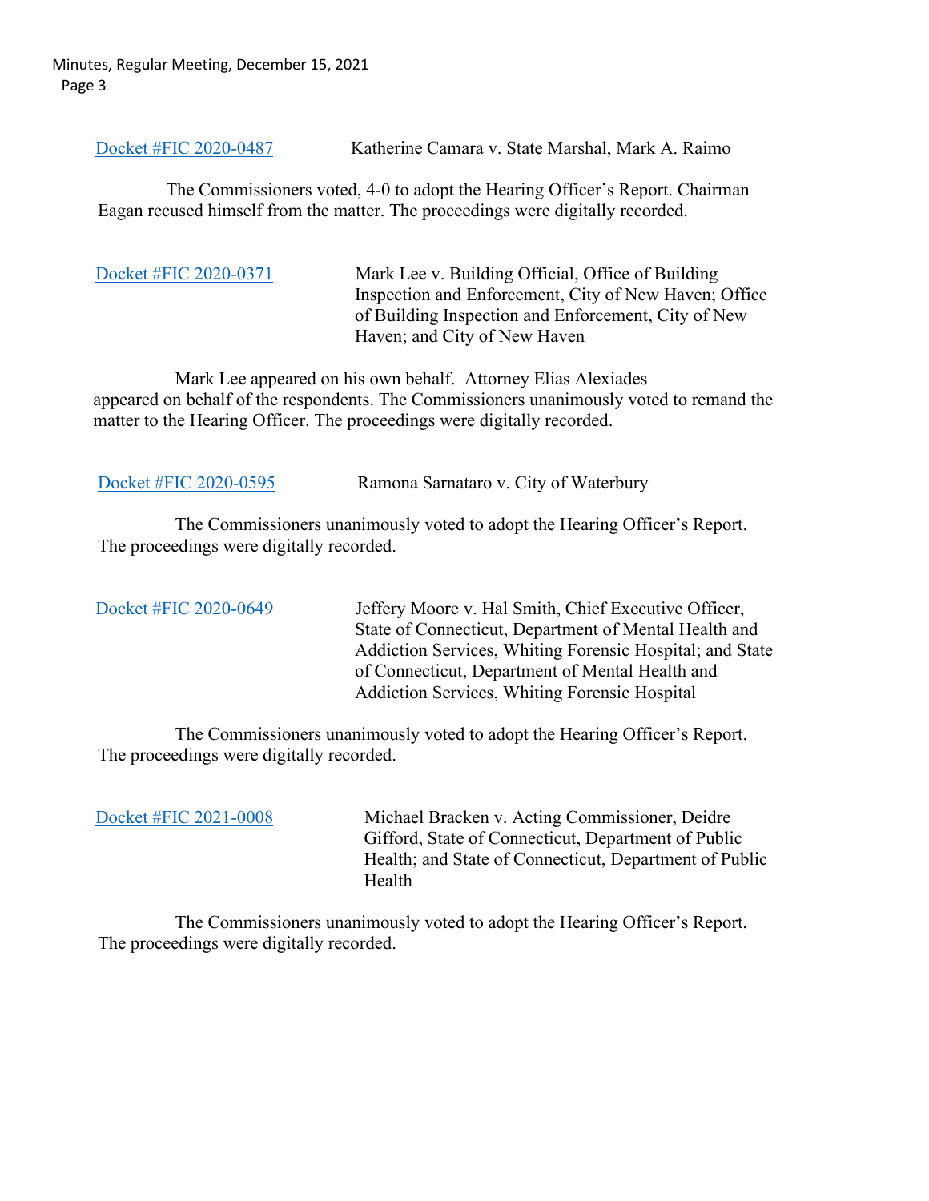Docket #FIC 2020-0487 Katherine Camara v. State Marshal, Mark A. Raimo

The Commissioners voted, 4-0 to adopt the Hearing Officer's Report. Chairman Eagan recused himself from the matter. The proceedings were digitally recorded.

Docket #FIC 2020-0371 Mark Lee v. Building Official, Office of Building Inspection and Enforcement, City of New Haven; Office of Building Inspection and Enforcement, City of New Haven; and City of New Haven

Mark Lee appeared on his own behalf. Attorney Elias Alexiades appeared on behalf of the respondents. The Commissioners unanimously voted to remand the matter to the Hearing Officer. The proceedings were digitally recorded.

Docket #FIC 2020-0595 Ramona Sarnataro v. City of Waterbury

The Commissioners unanimously voted to adopt the Hearing Officer's Report. The proceedings were digitally recorded.

Docket #FIC 2020-0649 Jeffery Moore v. Hal Smith, Chief Executive Officer, State of Connecticut, Department of Mental Health and Addiction Services, Whiting Forensic Hospital; and State of Connecticut, Department of Mental Health and Addiction Services, Whiting Forensic Hospital

The Commissioners unanimously voted to adopt the Hearing Officer's Report. The proceedings were digitally recorded.

Docket #FIC 2021-0008 Michael Bracken v. Acting Commissioner, Deidre Gifford, State of Connecticut, Department of Public Health; and State of Connecticut, Department of Public Health

The Commissioners unanimously voted to adopt the Hearing Officer's Report. The proceedings were digitally recorded.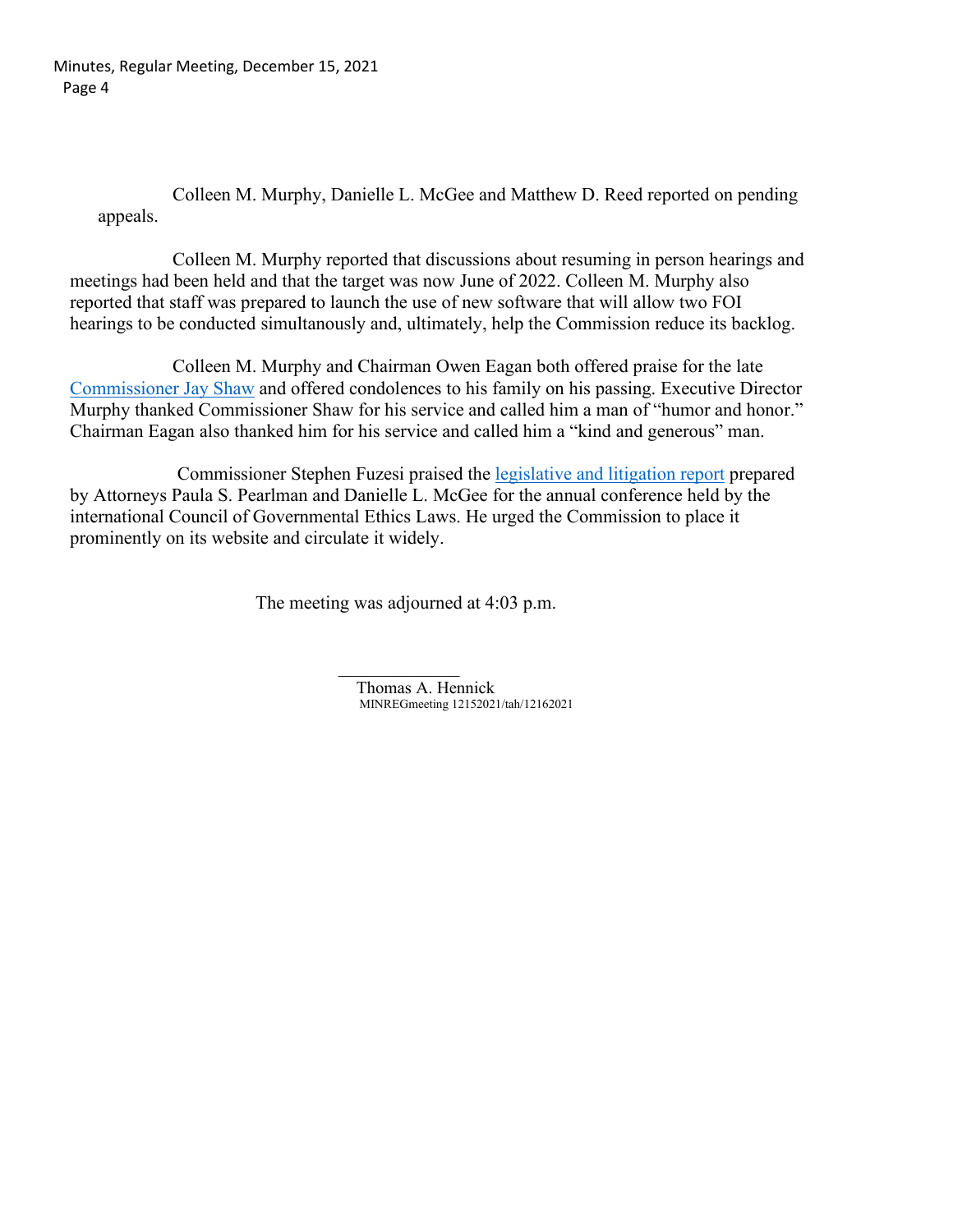Colleen M. Murphy, Danielle L. McGee and Matthew D. Reed reported on pending appeals.

Colleen M. Murphy reported that discussions about resuming in person hearings and meetings had been held and that the target was now June of 2022. Colleen M. Murphy also reported that staff was prepared to launch the use of new software that will allow two FOI hearings to be conducted simultanously and, ultimately, help the Commission reduce its backlog.

Colleen M. Murphy and Chairman Owen Eagan both offered praise for the late Commissioner Jay Shaw and offered condolences to his family on his passing. Executive Director Murphy thanked Commissioner Shaw for his service and called him a man of "humor and honor." Chairman Eagan also thanked him for his service and called him a "kind and generous" man.

Commissioner Stephen Fuzesi praised the legislative and litigation report prepared by Attorneys Paula S. Pearlman and Danielle L. McGee for the annual conference held by the international Council of Governmental Ethics Laws. He urged the Commission to place it prominently on its website and circulate it widely.

The meeting was adjourned at 4:03 p.m.

\_\_\_\_\_\_\_\_\_\_\_\_\_\_

Thomas A. Hennick

MINREGmeeting 12152021/tah/12162021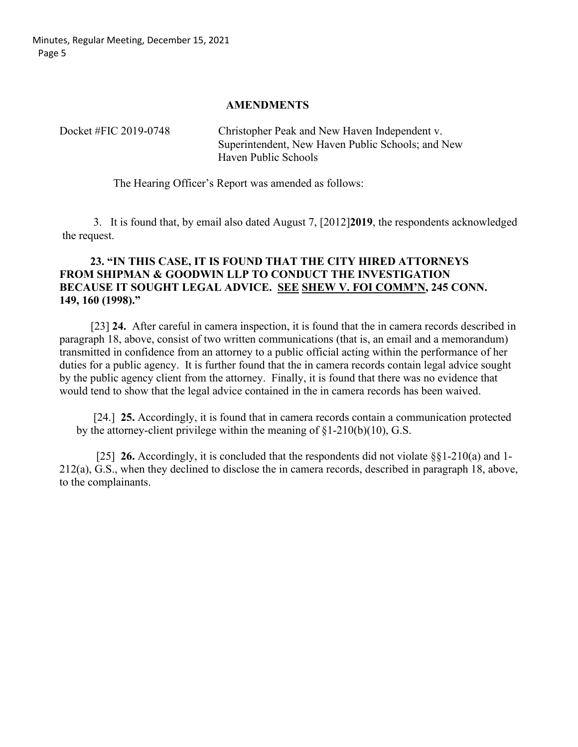**AMENDMENTS**

Docket #FIC 2019-0748 Christopher Peak and New Haven Independent v. Superintendent, New Haven Public Schools; and New Haven Public Schools

The Hearing Officer's Report was amended as follows:

3. It is found that, by email also dated August 7, [2012]**2019**, the respondents acknowledged the request.

**23. "IN THIS CASE, IT IS FOUND THAT THE CITY HIRED ATTORNEYS FROM SHIPMAN & GOODWIN LLP TO CONDUCT THE INVESTIGATION BECAUSE IT SOUGHT LEGAL ADVICE. <u>SEE</u> <u>SHEW V. FOI COMM'N</u>, 245 CONN. 149, 160 (1998)."**

[23] **24.** After careful in camera inspection, it is found that the in camera records described in paragraph 18, above, consist of two written communications (that is, an email and a memorandum) transmitted in confidence from an attorney to a public official acting within the performance of her duties for a public agency. It is further found that the in camera records contain legal advice sought by the public agency client from the attorney. Finally, it is found that there was no evidence that would tend to show that the legal advice contained in the in camera records has been waived.

[24.] **25.** Accordingly, it is found that in camera records contain a communication protected by the attorney-client privilege within the meaning of §1-210(b)(10), G.S.

[25] **26.** Accordingly, it is concluded that the respondents did not violate §§1-210(a) and 1-212(a), G.S., when they declined to disclose the in camera records, described in paragraph 18, above, to the complainants.